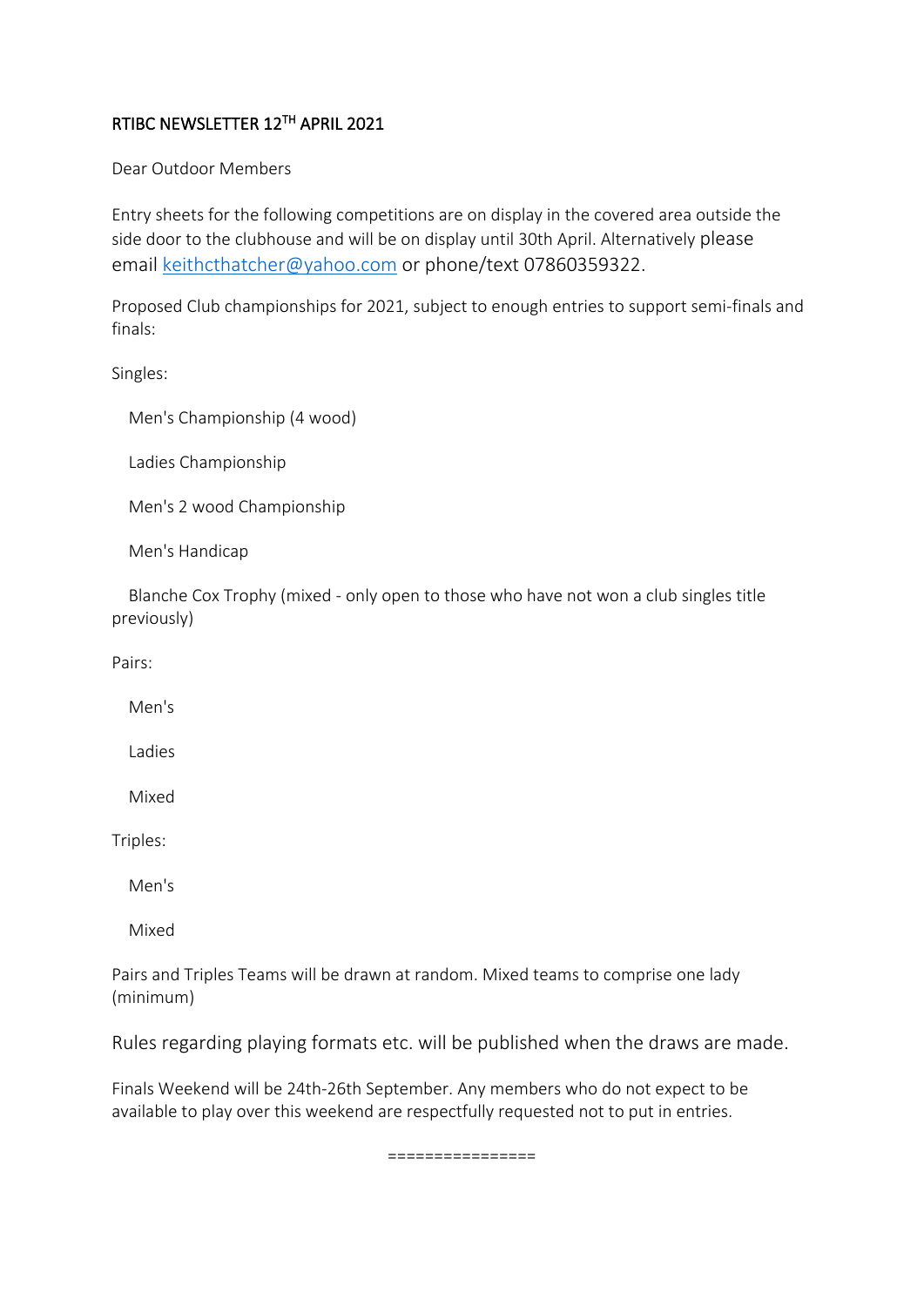# RTIBC NEWSLETTER 12TH APRIL 2021

Dear Outdoor Members

Entry sheets for the following competitions are on display in the covered area outside the side door to the clubhouse and will be on display until 30th April. Alternatively please email keithcthatcher@yahoo.com or phone/text 07860359322.

Proposed Club championships for 2021, subject to enough entries to support semi-finals and finals:

Singles:

- Men's Championship (4 wood)
- Ladies Championship
- Men's 2 wood Championship
- Men's Handicap
- Blanche Cox Trophy (mixed - only open to those who have not won a club singles title previously)

Pairs:

- Men's
- Ladies
- Mixed

Triples:

- Men's
- Mixed

Pairs and Triples Teams will be drawn at random. Mixed teams to comprise one lady (minimum)

Rules regarding playing formats etc. will be published when the draws are made.

Finals Weekend will be 24th-26th September. Any members who do not expect to be available to play over this weekend are respectfully requested not to put in entries.

================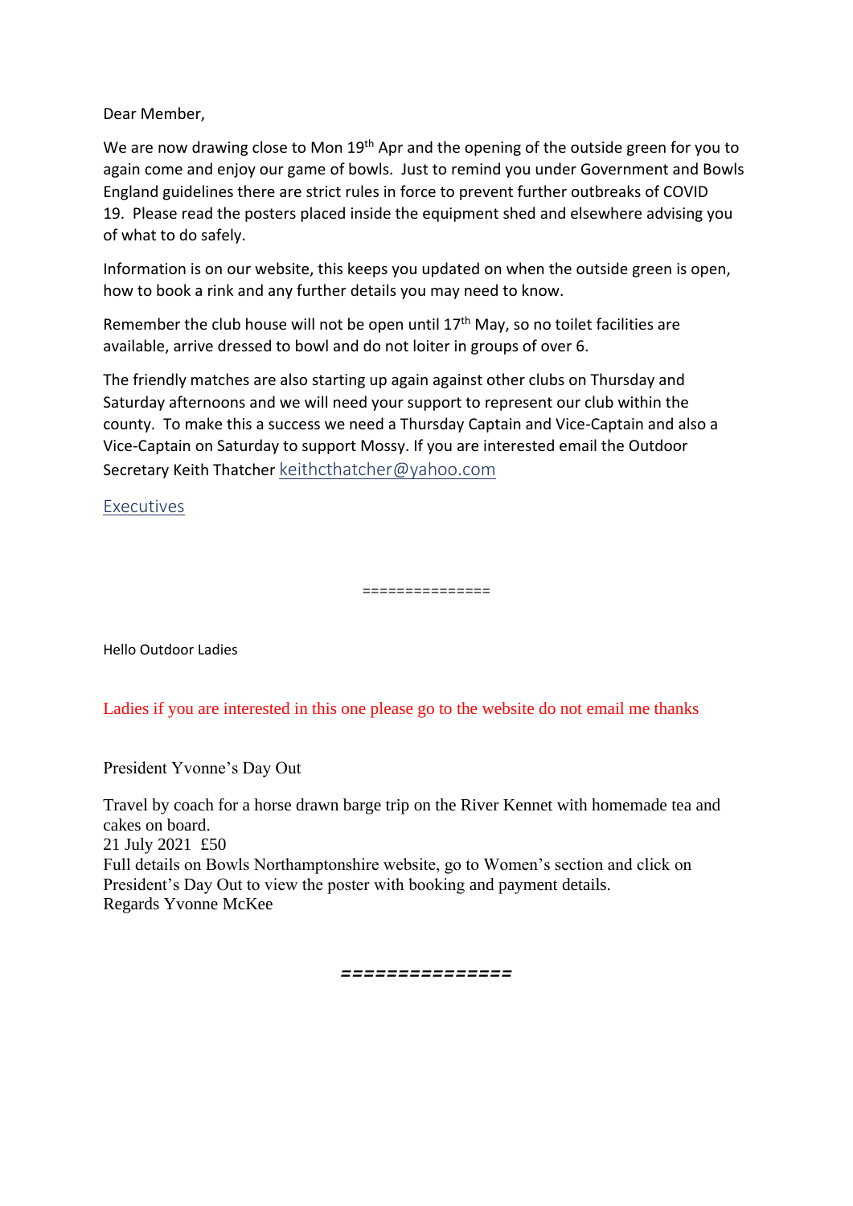Dear Member,

We are now drawing close to Mon 19th Apr and the opening of the outside green for you to again come and enjoy our game of bowls. Just to remind you under Government and Bowls England guidelines there are strict rules in force to prevent further outbreaks of COVID 19. Please read the posters placed inside the equipment shed and elsewhere advising you of what to do safely.

Information is on our website, this keeps you updated on when the outside green is open, how to book a rink and any further details you may need to know.

Remember the club house will not be open until 17th May, so no toilet facilities are available, arrive dressed to bowl and do not loiter in groups of over 6.

The friendly matches are also starting up again against other clubs on Thursday and Saturday afternoons and we will need your support to represent our club within the county. To make this a success we need a Thursday Captain and Vice-Captain and also a Vice-Captain on Saturday to support Mossy. If you are interested email the Outdoor Secretary Keith Thatcher keithcthatcher@yahoo.com

Executives

===============

Hello Outdoor Ladies

Ladies if you are interested in this one please go to the website do not email me thanks

President Yvonne's Day Out

Travel by coach for a horse drawn barge trip on the River Kennet with homemade tea and cakes on board.
21 July 2021 £50
Full details on Bowls Northamptonshire website, go to Women's section and click on President's Day Out to view the poster with booking and payment details.
Regards Yvonne McKee

===============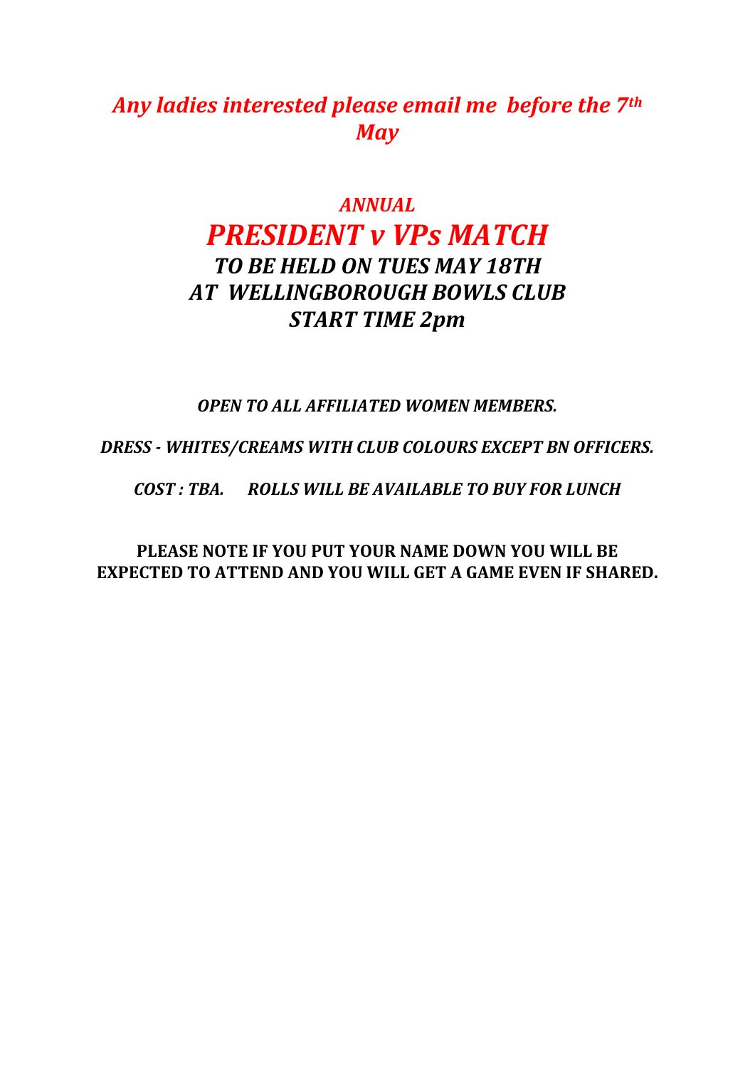***Any ladies interested please email me before the 7th May***

***ANNUAL***

# ***PRESIDENT v VPs MATCH***

## ***TO BE HELD ON TUES MAY 18TH AT WELLINGBOROUGH BOWLS CLUB START TIME 2pm***

***OPEN TO ALL AFFILIATED WOMEN MEMBERS.***

***DRESS - WHITES/CREAMS WITH CLUB COLOURS EXCEPT BN OFFICERS.***

***COST : TBA. ROLLS WILL BE AVAILABLE TO BUY FOR LUNCH***

**PLEASE NOTE IF YOU PUT YOUR NAME DOWN YOU WILL BE EXPECTED TO ATTEND AND YOU WILL GET A GAME EVEN IF SHARED.**